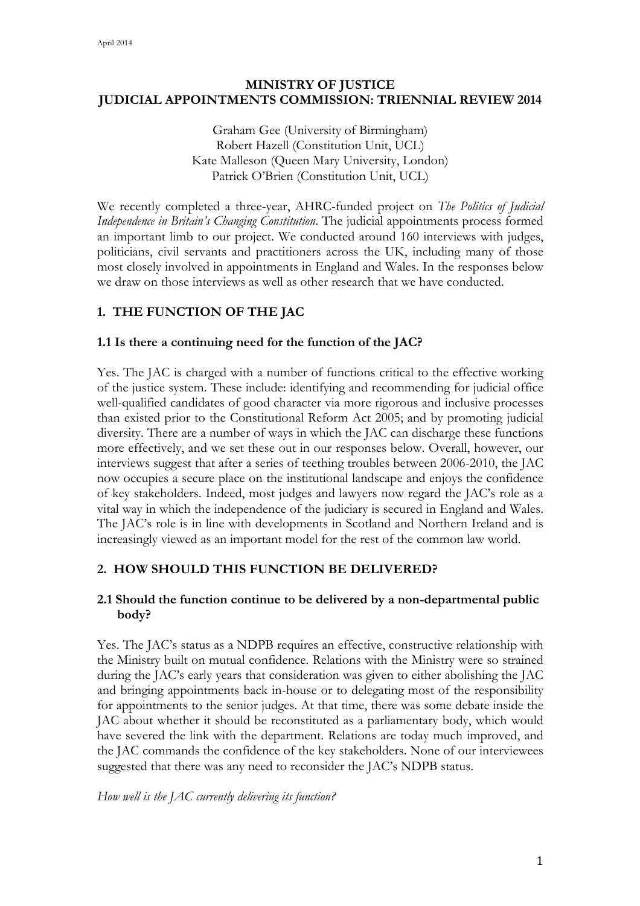April 2014

**MINISTRY OF JUSTICE**
**JUDICIAL APPOINTMENTS COMMISSION: TRIENNIAL REVIEW 2014**

Graham Gee (University of Birmingham)
Robert Hazell (Constitution Unit, UCL)
Kate Malleson (Queen Mary University, London)
Patrick O'Brien (Constitution Unit, UCL)

We recently completed a three-year, AHRC-funded project on *The Politics of Judicial Independence in Britain's Changing Constitution*. The judicial appointments process formed an important limb to our project. We conducted around 160 interviews with judges, politicians, civil servants and practitioners across the UK, including many of those most closely involved in appointments in England and Wales. In the responses below we draw on those interviews as well as other research that we have conducted.

## 1. THE FUNCTION OF THE JAC

### 1.1 Is there a continuing need for the function of the JAC?

Yes. The JAC is charged with a number of functions critical to the effective working of the justice system. These include: identifying and recommending for judicial office well-qualified candidates of good character via more rigorous and inclusive processes than existed prior to the Constitutional Reform Act 2005; and by promoting judicial diversity. There are a number of ways in which the JAC can discharge these functions more effectively, and we set these out in our responses below. Overall, however, our interviews suggest that after a series of teething troubles between 2006-2010, the JAC now occupies a secure place on the institutional landscape and enjoys the confidence of key stakeholders. Indeed, most judges and lawyers now regard the JAC's role as a vital way in which the independence of the judiciary is secured in England and Wales. The JAC's role is in line with developments in Scotland and Northern Ireland and is increasingly viewed as an important model for the rest of the common law world.

## 2. HOW SHOULD THIS FUNCTION BE DELIVERED?

### 2.1 Should the function continue to be delivered by a non-departmental public body?

Yes. The JAC's status as a NDPB requires an effective, constructive relationship with the Ministry built on mutual confidence. Relations with the Ministry were so strained during the JAC's early years that consideration was given to either abolishing the JAC and bringing appointments back in-house or to delegating most of the responsibility for appointments to the senior judges. At that time, there was some debate inside the JAC about whether it should be reconstituted as a parliamentary body, which would have severed the link with the department. Relations are today much improved, and the JAC commands the confidence of the key stakeholders. None of our interviewees suggested that there was any need to reconsider the JAC's NDPB status.

*How well is the JAC currently delivering its function?*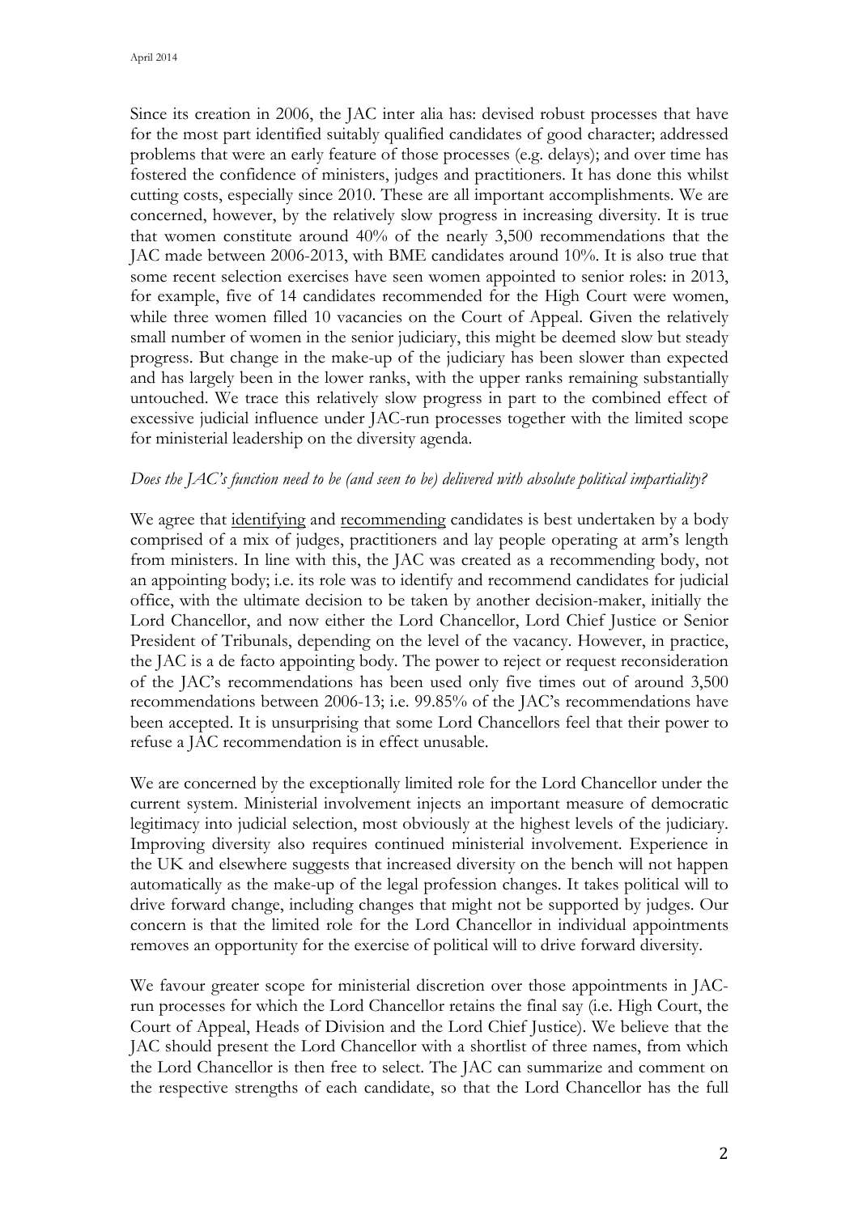Since its creation in 2006, the JAC inter alia has: devised robust processes that have for the most part identified suitably qualified candidates of good character; addressed problems that were an early feature of those processes (e.g. delays); and over time has fostered the confidence of ministers, judges and practitioners. It has done this whilst cutting costs, especially since 2010. These are all important accomplishments. We are concerned, however, by the relatively slow progress in increasing diversity. It is true that women constitute around 40% of the nearly 3,500 recommendations that the JAC made between 2006-2013, with BME candidates around 10%. It is also true that some recent selection exercises have seen women appointed to senior roles: in 2013, for example, five of 14 candidates recommended for the High Court were women, while three women filled 10 vacancies on the Court of Appeal. Given the relatively small number of women in the senior judiciary, this might be deemed slow but steady progress. But change in the make-up of the judiciary has been slower than expected and has largely been in the lower ranks, with the upper ranks remaining substantially untouched. We trace this relatively slow progress in part to the combined effect of excessive judicial influence under JAC-run processes together with the limited scope for ministerial leadership on the diversity agenda.

*Does the JAC's function need to be (and seen to be) delivered with absolute political impartiality?*

We agree that <u>identifying</u> and <u>recommending</u> candidates is best undertaken by a body comprised of a mix of judges, practitioners and lay people operating at arm's length from ministers. In line with this, the JAC was created as a recommending body, not an appointing body; i.e. its role was to identify and recommend candidates for judicial office, with the ultimate decision to be taken by another decision-maker, initially the Lord Chancellor, and now either the Lord Chancellor, Lord Chief Justice or Senior President of Tribunals, depending on the level of the vacancy. However, in practice, the JAC is a de facto appointing body. The power to reject or request reconsideration of the JAC's recommendations has been used only five times out of around 3,500 recommendations between 2006-13; i.e. 99.85% of the JAC's recommendations have been accepted. It is unsurprising that some Lord Chancellors feel that their power to refuse a JAC recommendation is in effect unusable.

We are concerned by the exceptionally limited role for the Lord Chancellor under the current system. Ministerial involvement injects an important measure of democratic legitimacy into judicial selection, most obviously at the highest levels of the judiciary. Improving diversity also requires continued ministerial involvement. Experience in the UK and elsewhere suggests that increased diversity on the bench will not happen automatically as the make-up of the legal profession changes. It takes political will to drive forward change, including changes that might not be supported by judges. Our concern is that the limited role for the Lord Chancellor in individual appointments removes an opportunity for the exercise of political will to drive forward diversity.

We favour greater scope for ministerial discretion over those appointments in JAC-run processes for which the Lord Chancellor retains the final say (i.e. High Court, the Court of Appeal, Heads of Division and the Lord Chief Justice). We believe that the JAC should present the Lord Chancellor with a shortlist of three names, from which the Lord Chancellor is then free to select. The JAC can summarize and comment on the respective strengths of each candidate, so that the Lord Chancellor has the full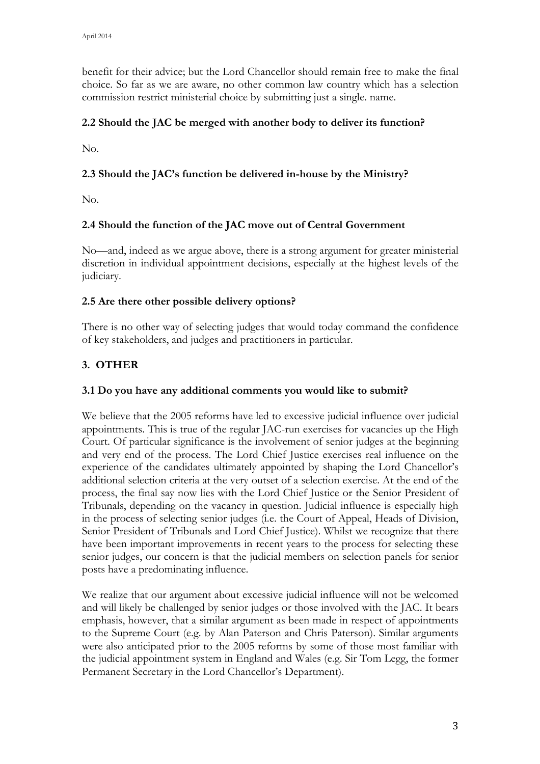benefit for their advice; but the Lord Chancellor should remain free to make the final choice. So far as we are aware, no other common law country which has a selection commission restrict ministerial choice by submitting just a single. name.

**2.2 Should the JAC be merged with another body to deliver its function?**

No.

**2.3 Should the JAC's function be delivered in-house by the Ministry?**

No.

**2.4 Should the function of the JAC move out of Central Government**

No—and, indeed as we argue above, there is a strong argument for greater ministerial discretion in individual appointment decisions, especially at the highest levels of the judiciary.

**2.5 Are there other possible delivery options?**

There is no other way of selecting judges that would today command the confidence of key stakeholders, and judges and practitioners in particular.

## 3. OTHER

**3.1 Do you have any additional comments you would like to submit?**

We believe that the 2005 reforms have led to excessive judicial influence over judicial appointments. This is true of the regular JAC-run exercises for vacancies up the High Court. Of particular significance is the involvement of senior judges at the beginning and very end of the process. The Lord Chief Justice exercises real influence on the experience of the candidates ultimately appointed by shaping the Lord Chancellor's additional selection criteria at the very outset of a selection exercise. At the end of the process, the final say now lies with the Lord Chief Justice or the Senior President of Tribunals, depending on the vacancy in question. Judicial influence is especially high in the process of selecting senior judges (i.e. the Court of Appeal, Heads of Division, Senior President of Tribunals and Lord Chief Justice). Whilst we recognize that there have been important improvements in recent years to the process for selecting these senior judges, our concern is that the judicial members on selection panels for senior posts have a predominating influence.

We realize that our argument about excessive judicial influence will not be welcomed and will likely be challenged by senior judges or those involved with the JAC. It bears emphasis, however, that a similar argument as been made in respect of appointments to the Supreme Court (e.g. by Alan Paterson and Chris Paterson). Similar arguments were also anticipated prior to the 2005 reforms by some of those most familiar with the judicial appointment system in England and Wales (e.g. Sir Tom Legg, the former Permanent Secretary in the Lord Chancellor's Department).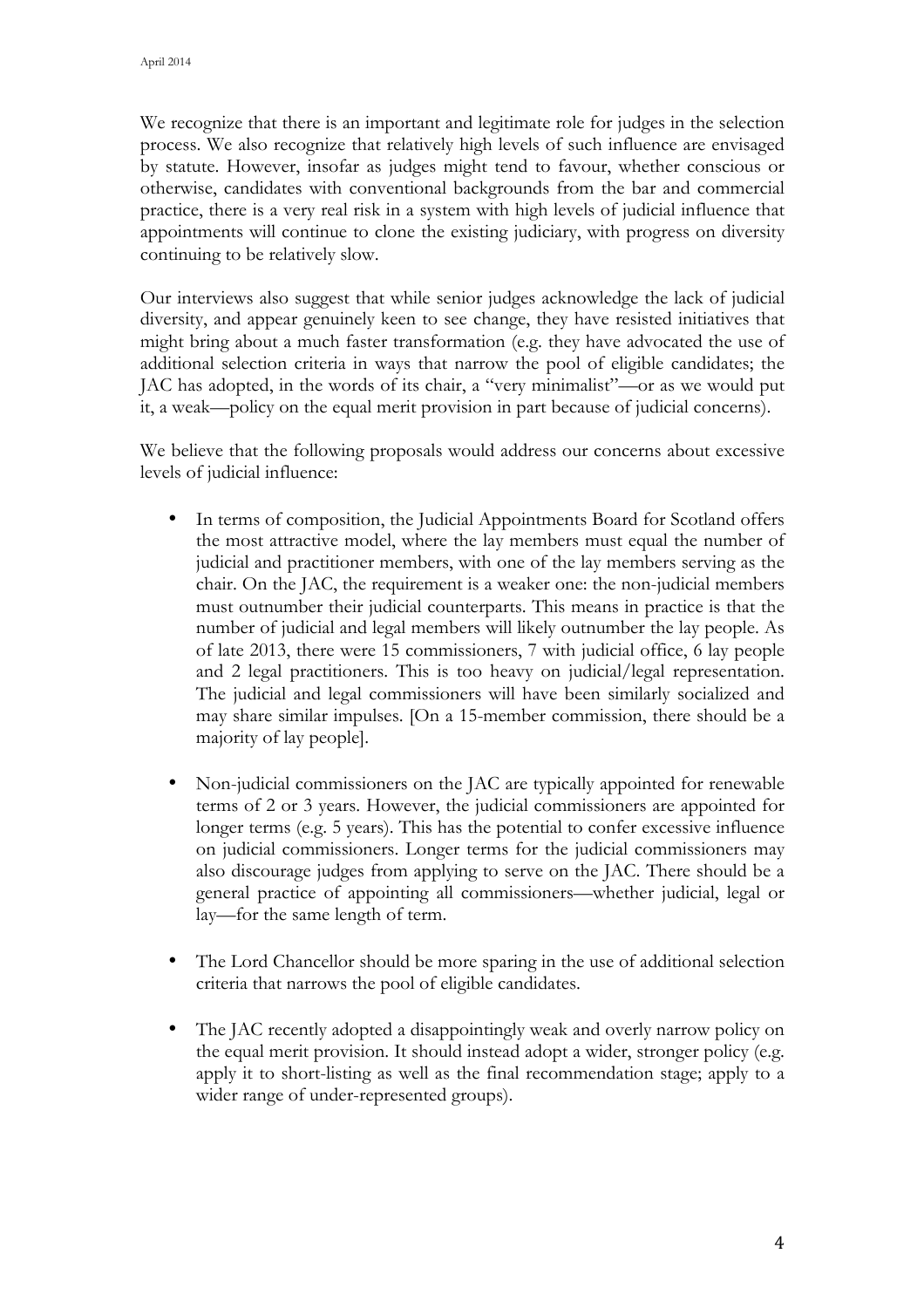We recognize that there is an important and legitimate role for judges in the selection process. We also recognize that relatively high levels of such influence are envisaged by statute. However, insofar as judges might tend to favour, whether conscious or otherwise, candidates with conventional backgrounds from the bar and commercial practice, there is a very real risk in a system with high levels of judicial influence that appointments will continue to clone the existing judiciary, with progress on diversity continuing to be relatively slow.

Our interviews also suggest that while senior judges acknowledge the lack of judicial diversity, and appear genuinely keen to see change, they have resisted initiatives that might bring about a much faster transformation (e.g. they have advocated the use of additional selection criteria in ways that narrow the pool of eligible candidates; the JAC has adopted, in the words of its chair, a "very minimalist"—or as we would put it, a weak—policy on the equal merit provision in part because of judicial concerns).

We believe that the following proposals would address our concerns about excessive levels of judicial influence:

- In terms of composition, the Judicial Appointments Board for Scotland offers the most attractive model, where the lay members must equal the number of judicial and practitioner members, with one of the lay members serving as the chair. On the JAC, the requirement is a weaker one: the non-judicial members must outnumber their judicial counterparts. This means in practice is that the number of judicial and legal members will likely outnumber the lay people. As of late 2013, there were 15 commissioners, 7 with judicial office, 6 lay people and 2 legal practitioners. This is too heavy on judicial/legal representation. The judicial and legal commissioners will have been similarly socialized and may share similar impulses. [On a 15-member commission, there should be a majority of lay people].

- Non-judicial commissioners on the JAC are typically appointed for renewable terms of 2 or 3 years. However, the judicial commissioners are appointed for longer terms (e.g. 5 years). This has the potential to confer excessive influence on judicial commissioners. Longer terms for the judicial commissioners may also discourage judges from applying to serve on the JAC. There should be a general practice of appointing all commissioners—whether judicial, legal or lay—for the same length of term.

- The Lord Chancellor should be more sparing in the use of additional selection criteria that narrows the pool of eligible candidates.

- The JAC recently adopted a disappointingly weak and overly narrow policy on the equal merit provision. It should instead adopt a wider, stronger policy (e.g. apply it to short-listing as well as the final recommendation stage; apply to a wider range of under-represented groups).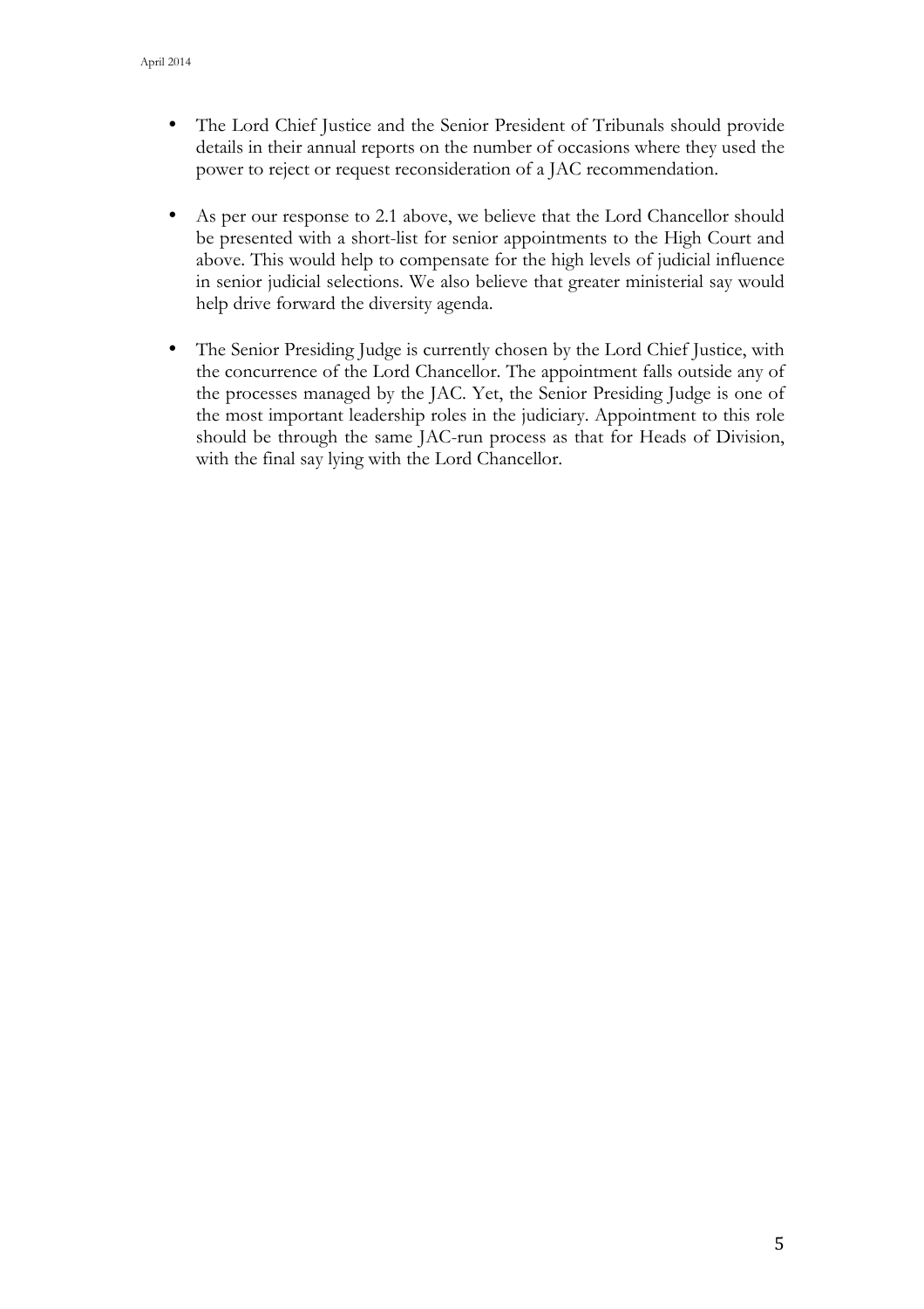- The Lord Chief Justice and the Senior President of Tribunals should provide details in their annual reports on the number of occasions where they used the power to reject or request reconsideration of a JAC recommendation.

- As per our response to 2.1 above, we believe that the Lord Chancellor should be presented with a short-list for senior appointments to the High Court and above. This would help to compensate for the high levels of judicial influence in senior judicial selections. We also believe that greater ministerial say would help drive forward the diversity agenda.

- The Senior Presiding Judge is currently chosen by the Lord Chief Justice, with the concurrence of the Lord Chancellor. The appointment falls outside any of the processes managed by the JAC. Yet, the Senior Presiding Judge is one of the most important leadership roles in the judiciary. Appointment to this role should be through the same JAC-run process as that for Heads of Division, with the final say lying with the Lord Chancellor.